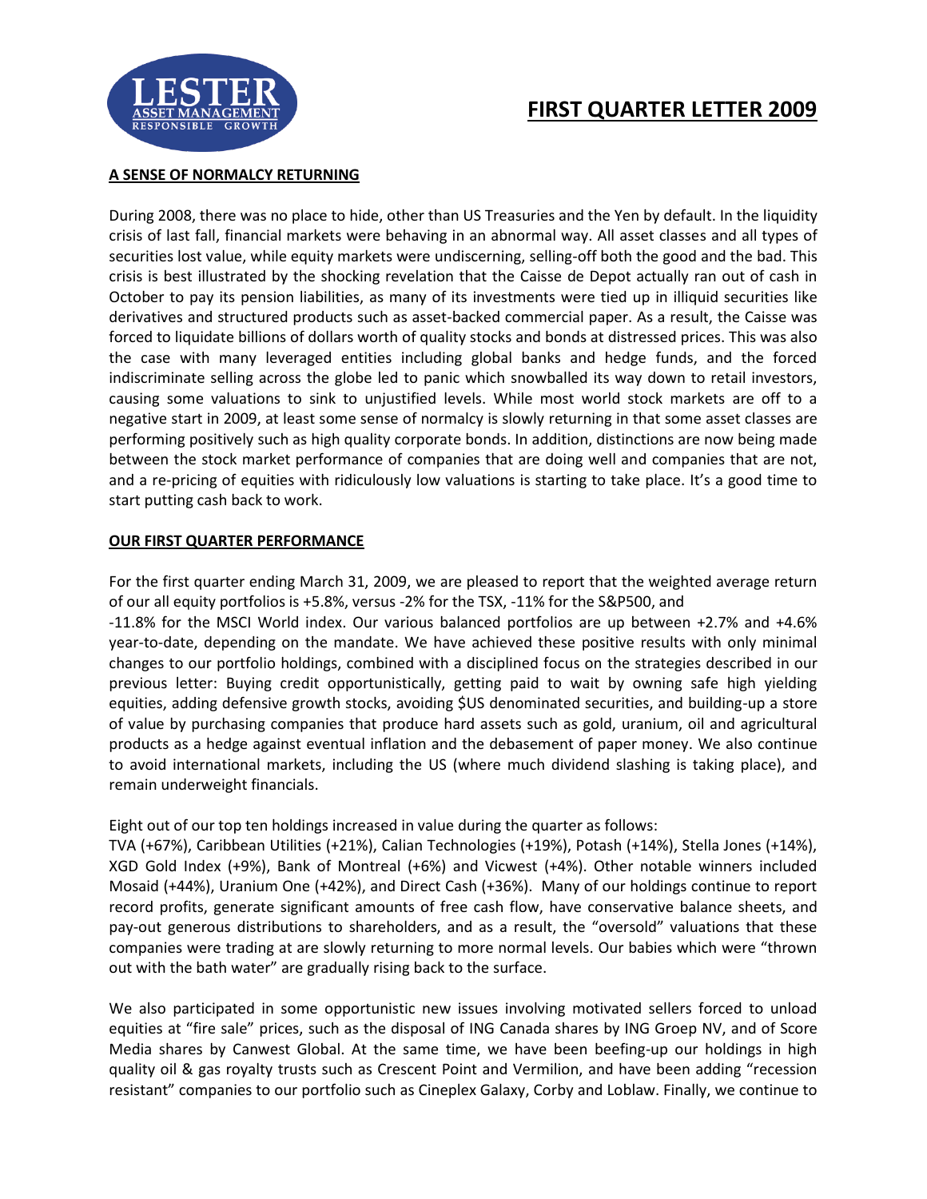# FIRST QUARTER LETTER 2009

## A SENSE OF NORMALCY RETURNING

During 2008, there was no place to hide, other than US Treasuries and the Yen by default. In the liquidity crisis of last fall, financial markets were behaving in an abnormal way. All asset classes and all types of securities lost value, while equity markets were undiscerning, selling-off both the good and the bad. This crisis is best illustrated by the shocking revelation that the Caisse de Depot actually ran out of cash in October to pay its pension liabilities, as many of its investments were tied up in illiquid securities like derivatives and structured products such as asset-backed commercial paper. As a result, the Caisse was forced to liquidate billions of dollars worth of quality stocks and bonds at distressed prices. This was also the case with many leveraged entities including global banks and hedge funds, and the forced indiscriminate selling across the globe led to panic which snowballed its way down to retail investors, causing some valuations to sink to unjustified levels. While most world stock markets are off to a negative start in 2009, at least some sense of normalcy is slowly returning in that some asset classes are performing positively such as high quality corporate bonds. In addition, distinctions are now being made between the stock market performance of companies that are doing well and companies that are not, and a re-pricing of equities with ridiculously low valuations is starting to take place. It's a good time to start putting cash back to work.

## OUR FIRST QUARTER PERFORMANCE

For the first quarter ending March 31, 2009, we are pleased to report that the weighted average return of our all equity portfolios is +5.8%, versus -2% for the TSX, -11% for the S&P500, and -11.8% for the MSCI World index. Our various balanced portfolios are up between +2.7% and +4.6% year-to-date, depending on the mandate. We have achieved these positive results with only minimal changes to our portfolio holdings, combined with a disciplined focus on the strategies described in our previous letter: Buying credit opportunistically, getting paid to wait by owning safe high yielding equities, adding defensive growth stocks, avoiding $US denominated securities, and building-up a store of value by purchasing companies that produce hard assets such as gold, uranium, oil and agricultural products as a hedge against eventual inflation and the debasement of paper money. We also continue to avoid international markets, including the US (where much dividend slashing is taking place), and remain underweight financials.

Eight out of our top ten holdings increased in value during the quarter as follows:
TVA (+67%), Caribbean Utilities (+21%), Calian Technologies (+19%), Potash (+14%), Stella Jones (+14%), XGD Gold Index (+9%), Bank of Montreal (+6%) and Vicwest (+4%). Other notable winners included Mosaid (+44%), Uranium One (+42%), and Direct Cash (+36%). Many of our holdings continue to report record profits, generate significant amounts of free cash flow, have conservative balance sheets, and pay-out generous distributions to shareholders, and as a result, the "oversold" valuations that these companies were trading at are slowly returning to more normal levels. Our babies which were "thrown out with the bath water" are gradually rising back to the surface.

We also participated in some opportunistic new issues involving motivated sellers forced to unload equities at "fire sale" prices, such as the disposal of ING Canada shares by ING Groep NV, and of Score Media shares by Canwest Global. At the same time, we have been beefing-up our holdings in high quality oil & gas royalty trusts such as Crescent Point and Vermilion, and have been adding "recession resistant" companies to our portfolio such as Cineplex Galaxy, Corby and Loblaw. Finally, we continue to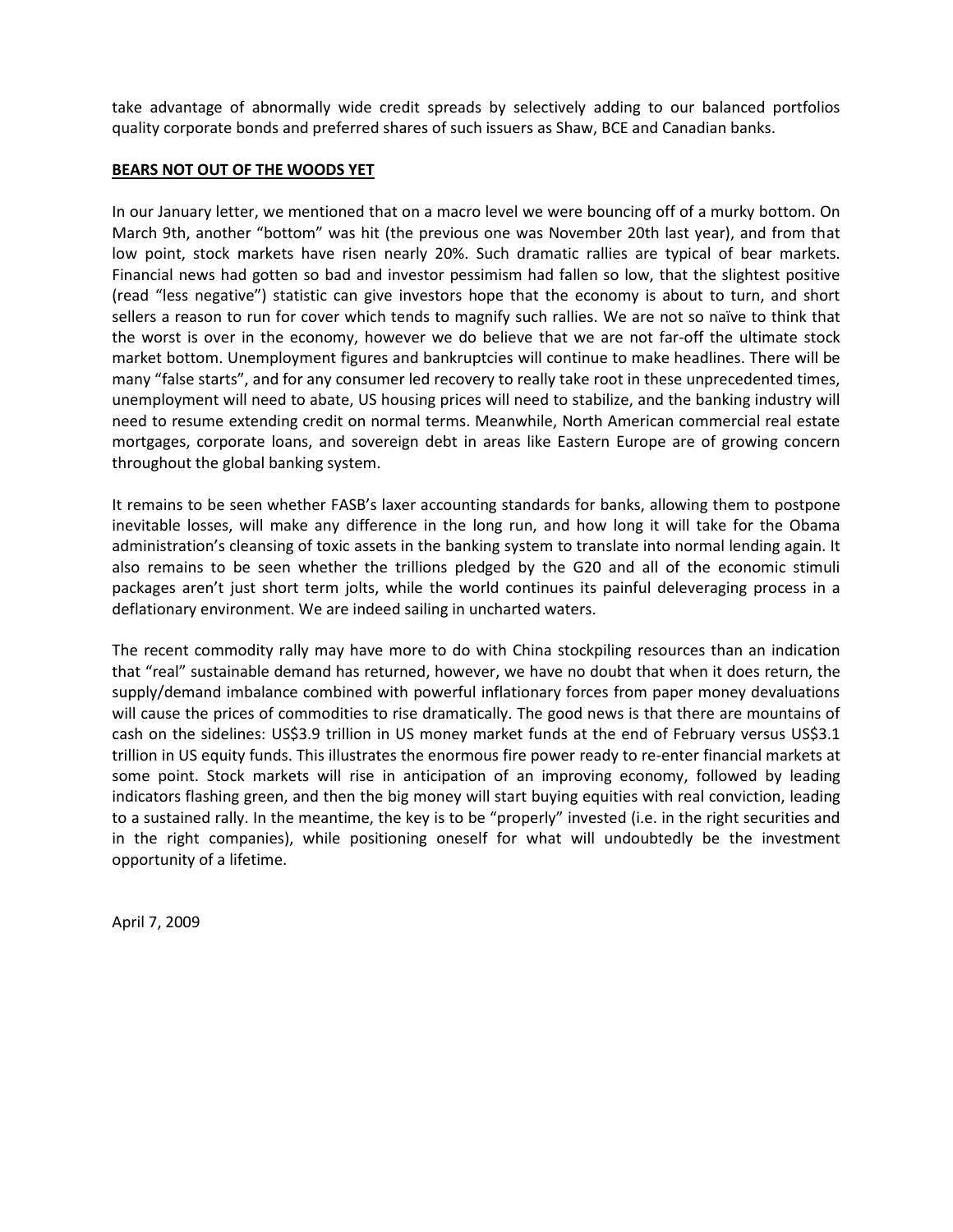take advantage of abnormally wide credit spreads by selectively adding to our balanced portfolios quality corporate bonds and preferred shares of such issuers as Shaw, BCE and Canadian banks.

## BEARS NOT OUT OF THE WOODS YET

In our January letter, we mentioned that on a macro level we were bouncing off of a murky bottom. On March 9th, another "bottom" was hit (the previous one was November 20th last year), and from that low point, stock markets have risen nearly 20%. Such dramatic rallies are typical of bear markets. Financial news had gotten so bad and investor pessimism had fallen so low, that the slightest positive (read "less negative") statistic can give investors hope that the economy is about to turn, and short sellers a reason to run for cover which tends to magnify such rallies. We are not so naïve to think that the worst is over in the economy, however we do believe that we are not far-off the ultimate stock market bottom. Unemployment figures and bankruptcies will continue to make headlines. There will be many "false starts", and for any consumer led recovery to really take root in these unprecedented times, unemployment will need to abate, US housing prices will need to stabilize, and the banking industry will need to resume extending credit on normal terms. Meanwhile, North American commercial real estate mortgages, corporate loans, and sovereign debt in areas like Eastern Europe are of growing concern throughout the global banking system.

It remains to be seen whether FASB's laxer accounting standards for banks, allowing them to postpone inevitable losses, will make any difference in the long run, and how long it will take for the Obama administration's cleansing of toxic assets in the banking system to translate into normal lending again. It also remains to be seen whether the trillions pledged by the G20 and all of the economic stimuli packages aren't just short term jolts, while the world continues its painful deleveraging process in a deflationary environment. We are indeed sailing in uncharted waters.

The recent commodity rally may have more to do with China stockpiling resources than an indication that "real" sustainable demand has returned, however, we have no doubt that when it does return, the supply/demand imbalance combined with powerful inflationary forces from paper money devaluations will cause the prices of commodities to rise dramatically. The good news is that there are mountains of cash on the sidelines: US$3.9 trillion in US money market funds at the end of February versus US$3.1 trillion in US equity funds. This illustrates the enormous fire power ready to re-enter financial markets at some point. Stock markets will rise in anticipation of an improving economy, followed by leading indicators flashing green, and then the big money will start buying equities with real conviction, leading to a sustained rally. In the meantime, the key is to be "properly" invested (i.e. in the right securities and in the right companies), while positioning oneself for what will undoubtedly be the investment opportunity of a lifetime.

April 7, 2009